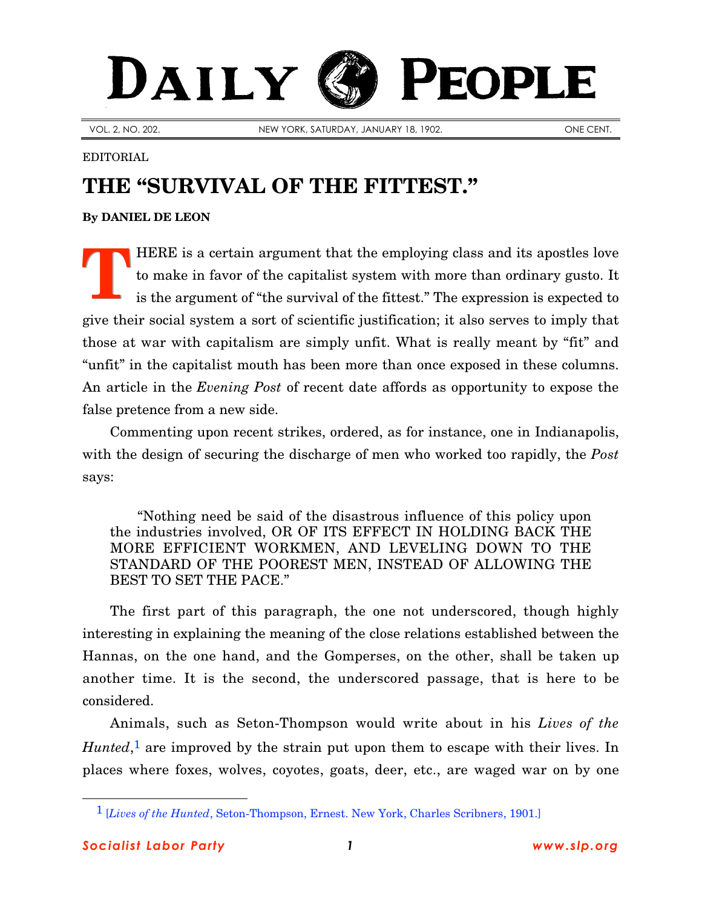DAILY PEOPLE

VOL. 2, NO. 202. NEW YORK, SATURDAY, JANUARY 18, 1902. ONE CENT.

EDITORIAL

# THE "SURVIVAL OF THE FITTEST."

**By DANIEL DE LEON**

THERE is a certain argument that the employing class and its apostles love to make in favor of the capitalist system with more than ordinary gusto. It is the argument of "the survival of the fittest." The expression is expected to give their social system a sort of scientific justification; it also serves to imply that those at war with capitalism are simply unfit. What is really meant by "fit" and "unfit" in the capitalist mouth has been more than once exposed in these columns. An article in the *Evening Post* of recent date affords as opportunity to expose the false pretence from a new side.

Commenting upon recent strikes, ordered, as for instance, one in Indianapolis, with the design of securing the discharge of men who worked too rapidly, the *Post* says:

> "Nothing need be said of the disastrous influence of this policy upon the industries involved, OR OF ITS EFFECT IN HOLDING BACK THE MORE EFFICIENT WORKMEN, AND LEVELING DOWN TO THE STANDARD OF THE POOREST MEN, INSTEAD OF ALLOWING THE BEST TO SET THE PACE."

The first part of this paragraph, the one not underscored, though highly interesting in explaining the meaning of the close relations established between the Hannas, on the one hand, and the Gomperses, on the other, shall be taken up another time. It is the second, the underscored passage, that is here to be considered.

Animals, such as Seton-Thompson would write about in his *Lives of the Hunted*,[1] are improved by the strain put upon them to escape with their lives. In places where foxes, wolves, coyotes, goats, deer, etc., are waged war on by one

[1] [*Lives of the Hunted*, Seton-Thompson, Ernest. New York, Charles Scribners, 1901.]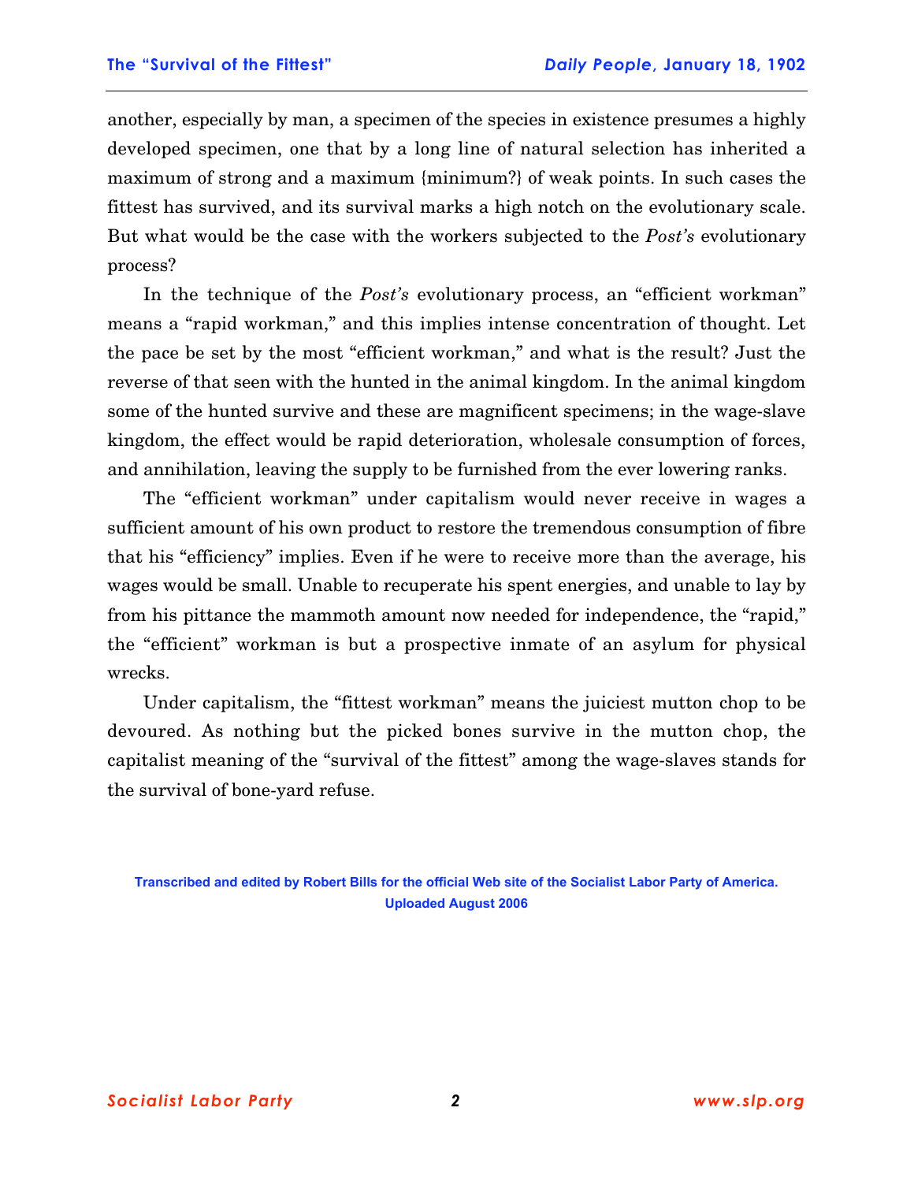another, especially by man, a specimen of the species in existence presumes a highly developed specimen, one that by a long line of natural selection has inherited a maximum of strong and a maximum {minimum?} of weak points. In such cases the fittest has survived, and its survival marks a high notch on the evolutionary scale. But what would be the case with the workers subjected to the *Post's* evolutionary process?

In the technique of the *Post's* evolutionary process, an "efficient workman" means a "rapid workman," and this implies intense concentration of thought. Let the pace be set by the most "efficient workman," and what is the result? Just the reverse of that seen with the hunted in the animal kingdom. In the animal kingdom some of the hunted survive and these are magnificent specimens; in the wage-slave kingdom, the effect would be rapid deterioration, wholesale consumption of forces, and annihilation, leaving the supply to be furnished from the ever lowering ranks.

The "efficient workman" under capitalism would never receive in wages a sufficient amount of his own product to restore the tremendous consumption of fibre that his "efficiency" implies. Even if he were to receive more than the average, his wages would be small. Unable to recuperate his spent energies, and unable to lay by from his pittance the mammoth amount now needed for independence, the "rapid," the "efficient" workman is but a prospective inmate of an asylum for physical wrecks.

Under capitalism, the "fittest workman" means the juiciest mutton chop to be devoured. As nothing but the picked bones survive in the mutton chop, the capitalist meaning of the "survival of the fittest" among the wage-slaves stands for the survival of bone-yard refuse.

**Transcribed and edited by Robert Bills for the official Web site of the Socialist Labor Party of America. Uploaded August 2006**